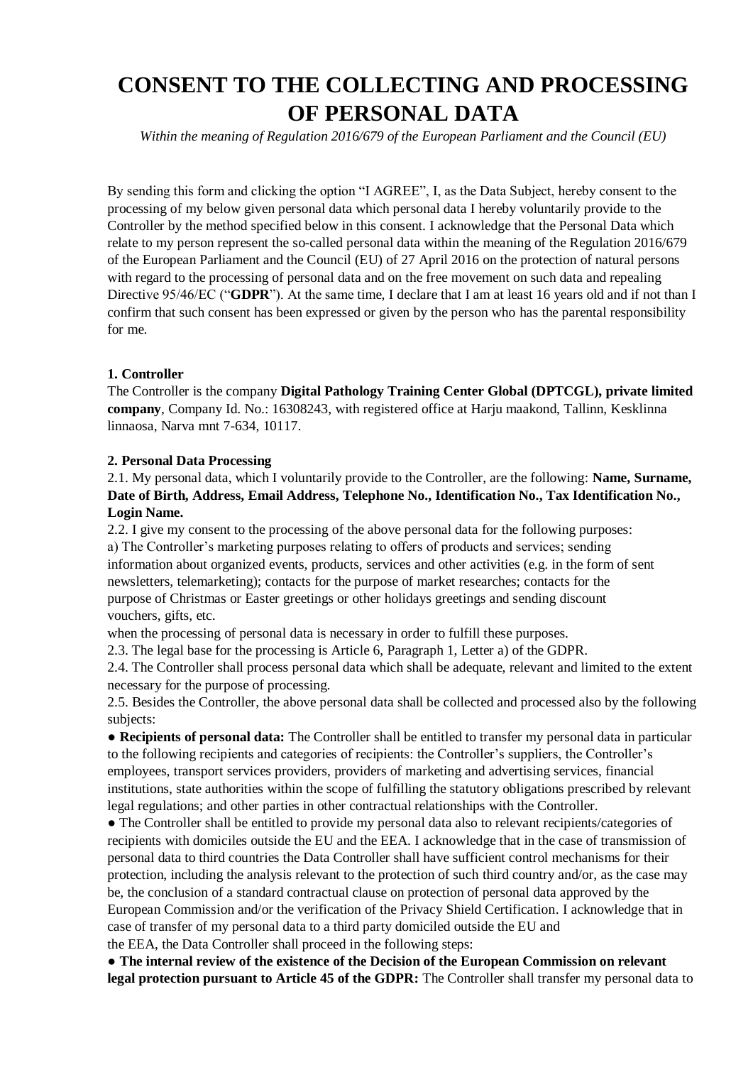# CONSENT TO THE COLLECTING AND PROCESSING OF PERSONAL DATA

*Within the meaning of Regulation 2016/679 of the European Parliament and the Council (EU)*

By sending this form and clicking the option "I AGREE", I, as the Data Subject, hereby consent to the processing of my below given personal data which personal data I hereby voluntarily provide to the Controller by the method specified below in this consent. I acknowledge that the Personal Data which relate to my person represent the so-called personal data within the meaning of the Regulation 2016/679 of the European Parliament and the Council (EU) of 27 April 2016 on the protection of natural persons with regard to the processing of personal data and on the free movement on such data and repealing Directive 95/46/EC ("**GDPR**"). At the same time, I declare that I am at least 16 years old and if not than I confirm that such consent has been expressed or given by the person who has the parental responsibility for me.

**1. Controller**

The Controller is the company **Digital Pathology Training Center Global (DPTCGL), private limited company**, Company Id. No.: 16308243, with registered office at Harju maakond, Tallinn, Kesklinna linnaosa, Narva mnt 7-634, 10117.

**2. Personal Data Processing**

2.1. My personal data, which I voluntarily provide to the Controller, are the following: **Name, Surname, Date of Birth, Address, Email Address, Telephone No., Identification No., Tax Identification No., Login Name.**

2.2. I give my consent to the processing of the above personal data for the following purposes:

a) The Controller's marketing purposes relating to offers of products and services; sending information about organized events, products, services and other activities (e.g. in the form of sent newsletters, telemarketing); contacts for the purpose of market researches; contacts for the purpose of Christmas or Easter greetings or other holidays greetings and sending discount vouchers, gifts, etc.

when the processing of personal data is necessary in order to fulfill these purposes.

2.3. The legal base for the processing is Article 6, Paragraph 1, Letter a) of the GDPR.

2.4. The Controller shall process personal data which shall be adequate, relevant and limited to the extent necessary for the purpose of processing.

2.5. Besides the Controller, the above personal data shall be collected and processed also by the following subjects:

● **Recipients of personal data:** The Controller shall be entitled to transfer my personal data in particular to the following recipients and categories of recipients: the Controller's suppliers, the Controller's employees, transport services providers, providers of marketing and advertising services, financial institutions, state authorities within the scope of fulfilling the statutory obligations prescribed by relevant legal regulations; and other parties in other contractual relationships with the Controller.

● The Controller shall be entitled to provide my personal data also to relevant recipients/categories of recipients with domiciles outside the EU and the EEA. I acknowledge that in the case of transmission of personal data to third countries the Data Controller shall have sufficient control mechanisms for their protection, including the analysis relevant to the protection of such third country and/or, as the case may be, the conclusion of a standard contractual clause on protection of personal data approved by the European Commission and/or the verification of the Privacy Shield Certification. I acknowledge that in case of transfer of my personal data to a third party domiciled outside the EU and the EEA, the Data Controller shall proceed in the following steps:

● **The internal review of the existence of the Decision of the European Commission on relevant legal protection pursuant to Article 45 of the GDPR:** The Controller shall transfer my personal data to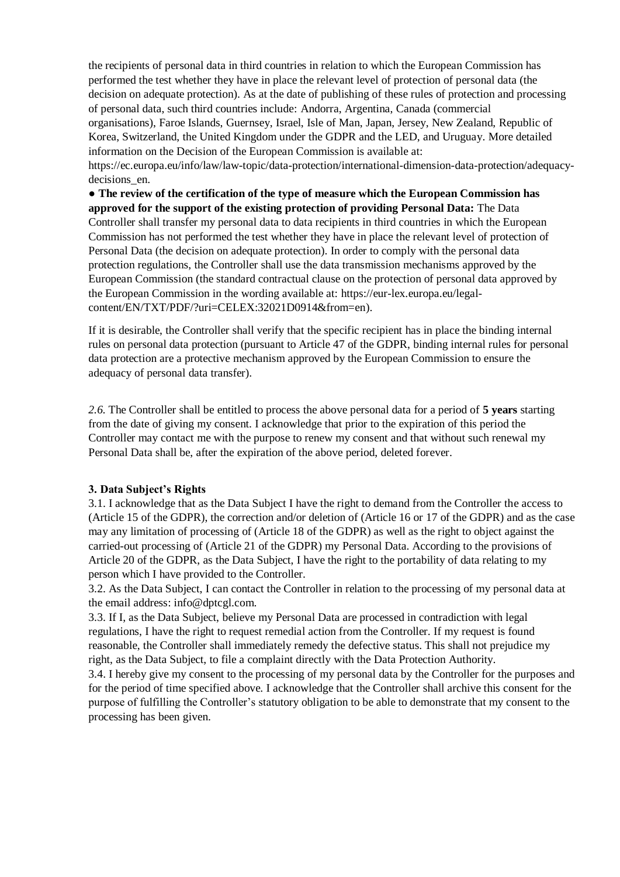the recipients of personal data in third countries in relation to which the European Commission has performed the test whether they have in place the relevant level of protection of personal data (the decision on adequate protection). As at the date of publishing of these rules of protection and processing of personal data, such third countries include: Andorra, Argentina, Canada (commercial organisations), Faroe Islands, Guernsey, Israel, Isle of Man, Japan, Jersey, New Zealand, Republic of Korea, Switzerland, the United Kingdom under the GDPR and the LED, and Uruguay. More detailed information on the Decision of the European Commission is available at: https://ec.europa.eu/info/law/law-topic/data-protection/international-dimension-data-protection/adequacy-decisions_en.

- **The review of the certification of the type of measure which the European Commission has approved for the support of the existing protection of providing Personal Data:** The Data Controller shall transfer my personal data to data recipients in third countries in which the European Commission has not performed the test whether they have in place the relevant level of protection of Personal Data (the decision on adequate protection). In order to comply with the personal data protection regulations, the Controller shall use the data transmission mechanisms approved by the European Commission (the standard contractual clause on the protection of personal data approved by the European Commission in the wording available at: https://eur-lex.europa.eu/legal-content/EN/TXT/PDF/?uri=CELEX:32021D0914&from=en).

If it is desirable, the Controller shall verify that the specific recipient has in place the binding internal rules on personal data protection (pursuant to Article 47 of the GDPR, binding internal rules for personal data protection are a protective mechanism approved by the European Commission to ensure the adequacy of personal data transfer).

*2.6.* The Controller shall be entitled to process the above personal data for a period of **5 years** starting from the date of giving my consent. I acknowledge that prior to the expiration of this period the Controller may contact me with the purpose to renew my consent and that without such renewal my Personal Data shall be, after the expiration of the above period, deleted forever.

**3. Data Subject's Rights**

3.1. I acknowledge that as the Data Subject I have the right to demand from the Controller the access to (Article 15 of the GDPR), the correction and/or deletion of (Article 16 or 17 of the GDPR) and as the case may any limitation of processing of (Article 18 of the GDPR) as well as the right to object against the carried-out processing of (Article 21 of the GDPR) my Personal Data. According to the provisions of Article 20 of the GDPR, as the Data Subject, I have the right to the portability of data relating to my person which I have provided to the Controller.

3.2. As the Data Subject, I can contact the Controller in relation to the processing of my personal data at the email address: info@dptcgl.com.

3.3. If I, as the Data Subject, believe my Personal Data are processed in contradiction with legal regulations, I have the right to request remedial action from the Controller. If my request is found reasonable, the Controller shall immediately remedy the defective status. This shall not prejudice my right, as the Data Subject, to file a complaint directly with the Data Protection Authority.

3.4. I hereby give my consent to the processing of my personal data by the Controller for the purposes and for the period of time specified above. I acknowledge that the Controller shall archive this consent for the purpose of fulfilling the Controller's statutory obligation to be able to demonstrate that my consent to the processing has been given.